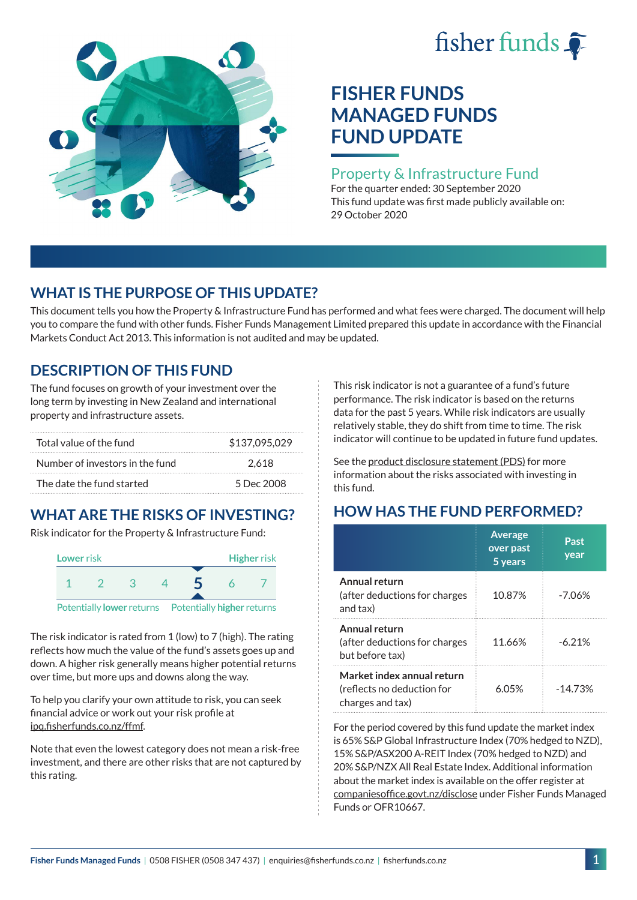fisher funds

# FISHER FUNDS MANAGED FUNDS FUND UPDATE

## Property & Infrastructure Fund

For the quarter ended: 30 September 2020

This fund update was first made publicly available on: 29 October 2020

## WHAT IS THE PURPOSE OF THIS UPDATE?

This document tells you how the Property & Infrastructure Fund has performed and what fees were charged. The document will help you to compare the fund with other funds. Fisher Funds Management Limited prepared this update in accordance with the Financial Markets Conduct Act 2013. This information is not audited and may be updated.

## DESCRIPTION OF THIS FUND

The fund focuses on growth of your investment over the long term by investing in New Zealand and international property and infrastructure assets.

| | |
|---|---|
| Total value of the fund | $137,095,029 |
| Number of investors in the fund | 2,618 |
| The date the fund started | 5 Dec 2008 |

## WHAT ARE THE RISKS OF INVESTING?

Risk indicator for the Property & Infrastructure Fund:

Lower risk — Higher risk

1 2 3 4 **5** 6 7

Potentially **lower** returns — Potentially **higher** returns

The risk indicator is rated from 1 (low) to 7 (high). The rating reflects how much the value of the fund's assets goes up and down. A higher risk generally means higher potential returns over time, but more ups and downs along the way.

To help you clarify your own attitude to risk, you can seek financial advice or work out your risk profile at ipq.fisherfunds.co.nz/ffmf.

Note that even the lowest category does not mean a risk-free investment, and there are other risks that are not captured by this rating.

This risk indicator is not a guarantee of a fund's future performance. The risk indicator is based on the returns data for the past 5 years. While risk indicators are usually relatively stable, they do shift from time to time. The risk indicator will continue to be updated in future fund updates.

See the product disclosure statement (PDS) for more information about the risks associated with investing in this fund.

## HOW HAS THE FUND PERFORMED?

| | Average over past 5 years | Past year |
|---|---|---|
| **Annual return** (after deductions for charges and tax) | 10.87% | -7.06% |
| **Annual return** (after deductions for charges but before tax) | 11.66% | -6.21% |
| **Market index annual return** (reflects no deduction for charges and tax) | 6.05% | -14.73% |

For the period covered by this fund update the market index is 65% S&P Global Infrastructure Index (70% hedged to NZD), 15% S&P/ASX200 A-REIT Index (70% hedged to NZD) and 20% S&P/NZX All Real Estate Index. Additional information about the market index is available on the offer register at companiesoffice.govt.nz/disclose under Fisher Funds Managed Funds or OFR10667.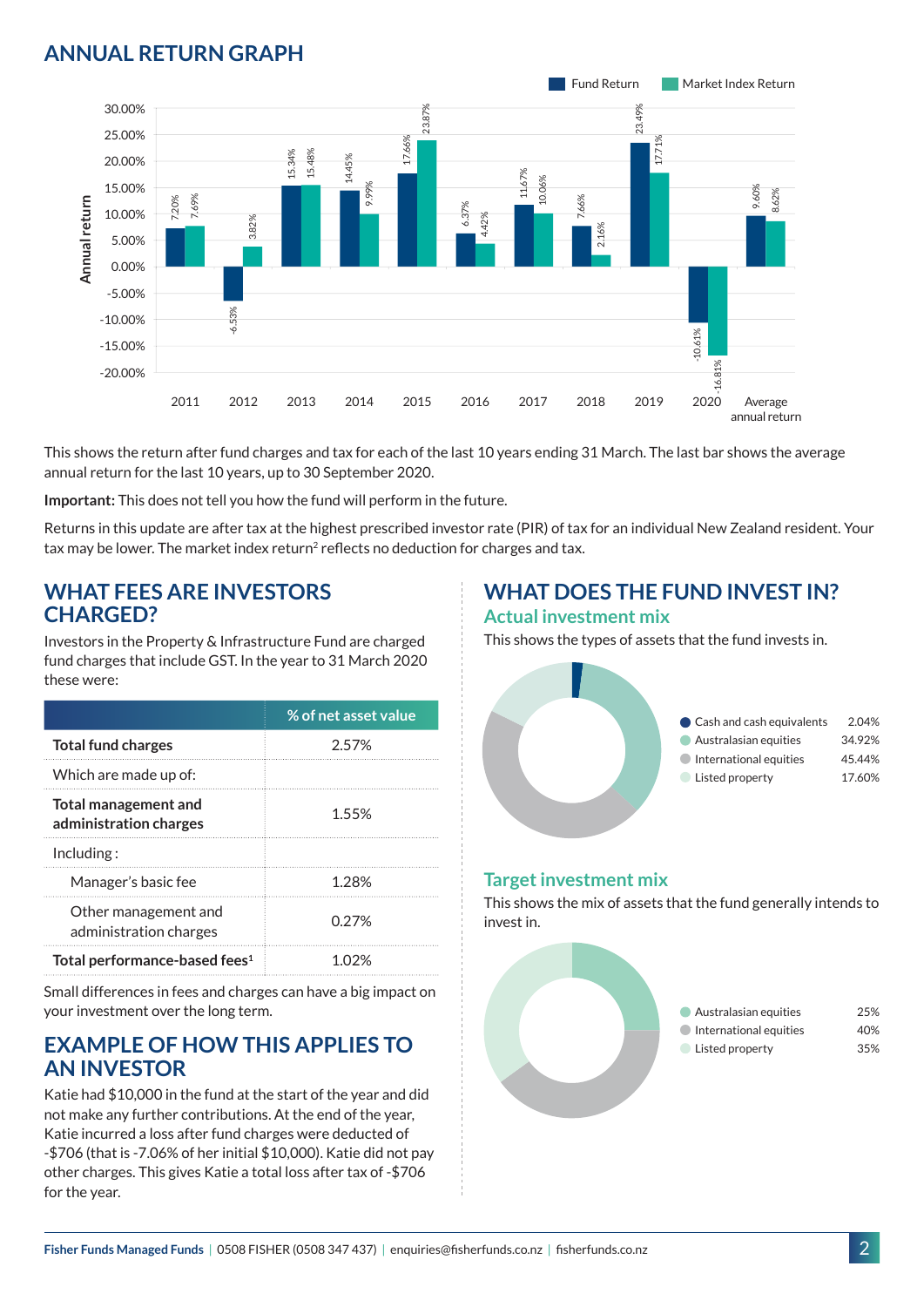## ANNUAL RETURN GRAPH

Fund Return
Market Index Return

Annual return

30.00%
25.00%
20.00%
15.00%
10.00%
5.00%
0.00%
-5.00%
-10.00%
-15.00%
-20.00%

2011: 7.20% 7.69%
2012: -6.53% 3.82%
2013: 15.34% 15.48%
2014: 14.45% 9.99%
2015: 17.66% 23.87%
2016: 6.37% 4.42%
2017: 11.67% 10.06%
2018: 7.66% 2.16%
2019: 23.49% 17.71%
2020: -10.61% -16.81%
Average annual return: 9.60% 8.62%

This shows the return after fund charges and tax for each of the last 10 years ending 31 March. The last bar shows the average annual return for the last 10 years, up to 30 September 2020.

**Important:** This does not tell you how the fund will perform in the future.

Returns in this update are after tax at the highest prescribed investor rate (PIR) of tax for an individual New Zealand resident. Your tax may be lower. The market index return[2] reflects no deduction for charges and tax.

## WHAT FEES ARE INVESTORS CHARGED?

Investors in the Property & Infrastructure Fund are charged fund charges that include GST. In the year to 31 March 2020 these were:

| | % of net asset value |
|---|---|
| **Total fund charges** | 2.57% |
| Which are made up of: | |
| **Total management and administration charges** | 1.55% |
| Including: | |
| Manager's basic fee | 1.28% |
| Other management and administration charges | 0.27% |
| **Total performance-based fees**[1] | 1.02% |

Small differences in fees and charges can have a big impact on your investment over the long term.

## EXAMPLE OF HOW THIS APPLIES TO AN INVESTOR

Katie had $10,000 in the fund at the start of the year and did not make any further contributions. At the end of the year, Katie incurred a loss after fund charges were deducted of -$706 (that is -7.06% of her initial $10,000). Katie did not pay other charges. This gives Katie a total loss after tax of -$706 for the year.

## WHAT DOES THE FUND INVEST IN?

### Actual investment mix

This shows the types of assets that the fund invests in.

Cash and cash equivalents 2.04%
Australasian equities 34.92%
International equities 45.44%
Listed property 17.60%

### Target investment mix

This shows the mix of assets that the fund generally intends to invest in.

Australasian equities 25%
International equities 40%
Listed property 35%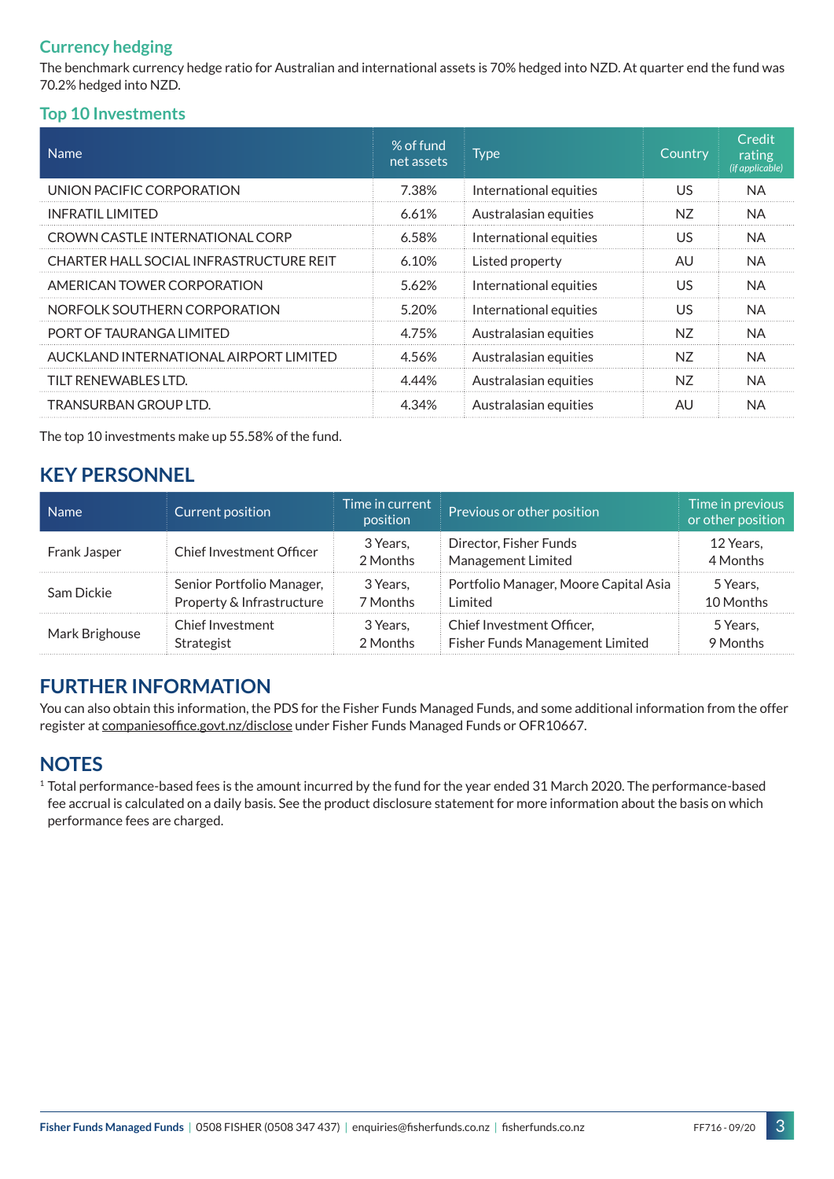## Currency hedging

The benchmark currency hedge ratio for Australian and international assets is 70% hedged into NZD. At quarter end the fund was 70.2% hedged into NZD.

## Top 10 Investments

| Name | % of fund net assets | Type | Country | Credit rating *(if applicable)* |
|---|---|---|---|---|
| UNION PACIFIC CORPORATION | 7.38% | International equities | US | NA |
| INFRATIL LIMITED | 6.61% | Australasian equities | NZ | NA |
| CROWN CASTLE INTERNATIONAL CORP | 6.58% | International equities | US | NA |
| CHARTER HALL SOCIAL INFRASTRUCTURE REIT | 6.10% | Listed property | AU | NA |
| AMERICAN TOWER CORPORATION | 5.62% | International equities | US | NA |
| NORFOLK SOUTHERN CORPORATION | 5.20% | International equities | US | NA |
| PORT OF TAURANGA LIMITED | 4.75% | Australasian equities | NZ | NA |
| AUCKLAND INTERNATIONAL AIRPORT LIMITED | 4.56% | Australasian equities | NZ | NA |
| TILT RENEWABLES LTD. | 4.44% | Australasian equities | NZ | NA |
| TRANSURBAN GROUP LTD. | 4.34% | Australasian equities | AU | NA |

The top 10 investments make up 55.58% of the fund.

# KEY PERSONNEL

| Name | Current position | Time in current position | Previous or other position | Time in previous or other position |
|---|---|---|---|---|
| Frank Jasper | Chief Investment Officer | 3 Years, 2 Months | Director, Fisher Funds Management Limited | 12 Years, 4 Months |
| Sam Dickie | Senior Portfolio Manager, Property & Infrastructure | 3 Years, 7 Months | Portfolio Manager, Moore Capital Asia Limited | 5 Years, 10 Months |
| Mark Brighouse | Chief Investment Strategist | 3 Years, 2 Months | Chief Investment Officer, Fisher Funds Management Limited | 5 Years, 9 Months |

# FURTHER INFORMATION

You can also obtain this information, the PDS for the Fisher Funds Managed Funds, and some additional information from the offer register at companiesoffice.govt.nz/disclose under Fisher Funds Managed Funds or OFR10667.

# NOTES

[1] Total performance-based fees is the amount incurred by the fund for the year ended 31 March 2020. The performance-based fee accrual is calculated on a daily basis. See the product disclosure statement for more information about the basis on which performance fees are charged.